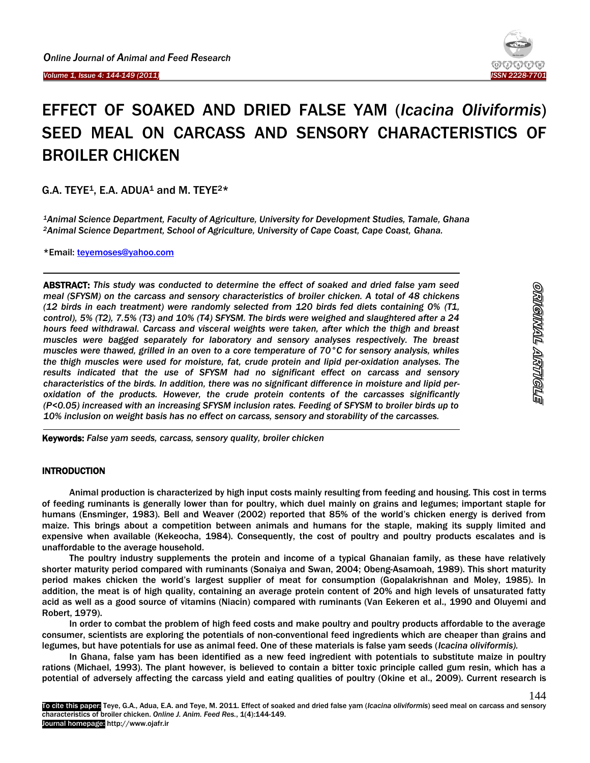# EFFECT OF SOAKED AND DRIED FALSE YAM (*Icacina Oliviformis*) SEED MEAL ON CARCASS AND SENSORY CHARACTERISTICS OF BROILER CHICKEN

G.A. TEYE[1], E.A. ADUA[1] and M. TEYE[2]*

*[1]Animal Science Department, Faculty of Agriculture, University for Development Studies, Tamale, Ghana*
*[2]Animal Science Department, School of Agriculture, University of Cape Coast, Cape Coast, Ghana.*

*Email: teyemoses@yahoo.com

**ABSTRACT:** *This study was conducted to determine the effect of soaked and dried false yam seed meal (SFYSM) on the carcass and sensory characteristics of broiler chicken. A total of 48 chickens (12 birds in each treatment) were randomly selected from 120 birds fed diets containing 0% (T1, control), 5% (T2), 7.5% (T3) and 10% (T4) SFYSM. The birds were weighed and slaughtered after a 24 hours feed withdrawal. Carcass and visceral weights were taken, after which the thigh and breast muscles were bagged separately for laboratory and sensory analyses respectively. The breast muscles were thawed, grilled in an oven to a core temperature of 70°C for sensory analysis, whiles the thigh muscles were used for moisture, fat, crude protein and lipid per-oxidation analyses. The results indicated that the use of SFYSM had no significant effect on carcass and sensory characteristics of the birds. In addition, there was no significant difference in moisture and lipid per-oxidation of the products. However, the crude protein contents of the carcasses significantly (P<0.05) increased with an increasing SFYSM inclusion rates. Feeding of SFYSM to broiler birds up to 10% inclusion on weight basis has no effect on carcass, sensory and storability of the carcasses.*

**Keywords:** *False yam seeds, carcass, sensory quality, broiler chicken*

**ORIGINAL ARTICLE**

## INTRODUCTION

Animal production is characterized by high input costs mainly resulting from feeding and housing. This cost in terms of feeding ruminants is generally lower than for poultry, which duel mainly on grains and legumes; important staple for humans (Ensminger, 1983). Bell and Weaver (2002) reported that 85% of the world's chicken energy is derived from maize. This brings about a competition between animals and humans for the staple, making its supply limited and expensive when available (Kekeocha, 1984). Consequently, the cost of poultry and poultry products escalates and is unaffordable to the average household.

The poultry industry supplements the protein and income of a typical Ghanaian family, as these have relatively shorter maturity period compared with ruminants (Sonaiya and Swan, 2004; Obeng-Asamoah, 1989). This short maturity period makes chicken the world's largest supplier of meat for consumption (Gopalakrishnan and Moley, 1985). In addition, the meat is of high quality, containing an average protein content of 20% and high levels of unsaturated fatty acid as well as a good source of vitamins (Niacin) compared with ruminants (Van Eekeren et al., 1990 and Oluyemi and Robert, 1979).

In order to combat the problem of high feed costs and make poultry and poultry products affordable to the average consumer, scientists are exploring the potentials of non-conventional feed ingredients which are cheaper than grains and legumes, but have potentials for use as animal feed. One of these materials is false yam seeds (*Icacina oliviformis*).

In Ghana, false yam has been identified as a new feed ingredient with potentials to substitute maize in poultry rations (Michael, 1993). The plant however, is believed to contain a bitter toxic principle called gum resin, which has a potential of adversely affecting the carcass yield and eating qualities of poultry (Okine et al., 2009). Current research is

**To cite this paper:** Teye, G.A., Adua, E.A. and Teye, M. 2011. Effect of soaked and dried false yam (*Icacina oliviformis*) seed meal on carcass and sensory characteristics of broiler chicken. *Online J. Anim. Feed Res.*, 1(4):144-149.
**Journal homepage:** http://www.ojafr.ir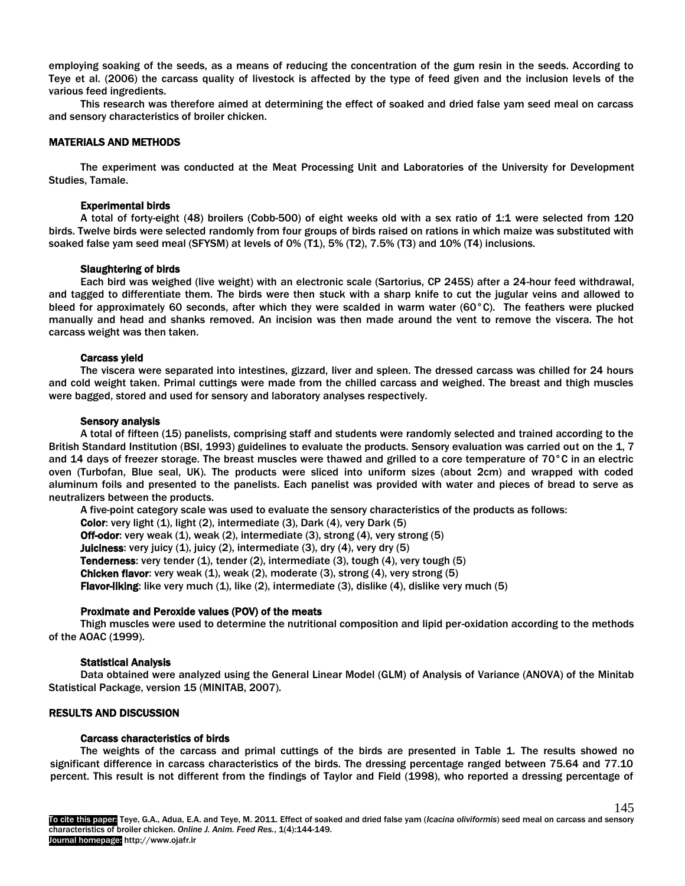employing soaking of the seeds, as a means of reducing the concentration of the gum resin in the seeds. According to Teye et al. (2006) the carcass quality of livestock is affected by the type of feed given and the inclusion levels of the various feed ingredients.

This research was therefore aimed at determining the effect of soaked and dried false yam seed meal on carcass and sensory characteristics of broiler chicken.

## MATERIALS AND METHODS

The experiment was conducted at the Meat Processing Unit and Laboratories of the University for Development Studies, Tamale.

### Experimental birds

A total of forty-eight (48) broilers (Cobb-500) of eight weeks old with a sex ratio of 1:1 were selected from 120 birds. Twelve birds were selected randomly from four groups of birds raised on rations in which maize was substituted with soaked false yam seed meal (SFYSM) at levels of 0% (T1), 5% (T2), 7.5% (T3) and 10% (T4) inclusions.

### Slaughtering of birds

Each bird was weighed (live weight) with an electronic scale (Sartorius, CP 245S) after a 24-hour feed withdrawal, and tagged to differentiate them. The birds were then stuck with a sharp knife to cut the jugular veins and allowed to bleed for approximately 60 seconds, after which they were scalded in warm water (60°C). The feathers were plucked manually and head and shanks removed. An incision was then made around the vent to remove the viscera. The hot carcass weight was then taken.

### Carcass yield

The viscera were separated into intestines, gizzard, liver and spleen. The dressed carcass was chilled for 24 hours and cold weight taken. Primal cuttings were made from the chilled carcass and weighed. The breast and thigh muscles were bagged, stored and used for sensory and laboratory analyses respectively.

### Sensory analysis

A total of fifteen (15) panelists, comprising staff and students were randomly selected and trained according to the British Standard Institution (BSI, 1993) guidelines to evaluate the products. Sensory evaluation was carried out on the 1, 7 and 14 days of freezer storage. The breast muscles were thawed and grilled to a core temperature of 70°C in an electric oven (Turbofan, Blue seal, UK). The products were sliced into uniform sizes (about 2cm) and wrapped with coded aluminum foils and presented to the panelists. Each panelist was provided with water and pieces of bread to serve as neutralizers between the products.

A five-point category scale was used to evaluate the sensory characteristics of the products as follows:

**Color**: very light (1), light (2), intermediate (3), Dark (4), very Dark (5)
**Off-odor**: very weak (1), weak (2), intermediate (3), strong (4), very strong (5)
**Juiciness**: very juicy (1), juicy (2), intermediate (3), dry (4), very dry (5)
**Tenderness**: very tender (1), tender (2), intermediate (3), tough (4), very tough (5)
**Chicken flavor**: very weak (1), weak (2), moderate (3), strong (4), very strong (5)
**Flavor-liking**: like very much (1), like (2), intermediate (3), dislike (4), dislike very much (5)

### Proximate and Peroxide values (POV) of the meats

Thigh muscles were used to determine the nutritional composition and lipid per-oxidation according to the methods of the AOAC (1999).

### Statistical Analysis

Data obtained were analyzed using the General Linear Model (GLM) of Analysis of Variance (ANOVA) of the Minitab Statistical Package, version 15 (MINITAB, 2007).

## RESULTS AND DISCUSSION

### Carcass characteristics of birds

The weights of the carcass and primal cuttings of the birds are presented in Table 1. The results showed no significant difference in carcass characteristics of the birds. The dressing percentage ranged between 75.64 and 77.10 percent. This result is not different from the findings of Taylor and Field (1998), who reported a dressing percentage of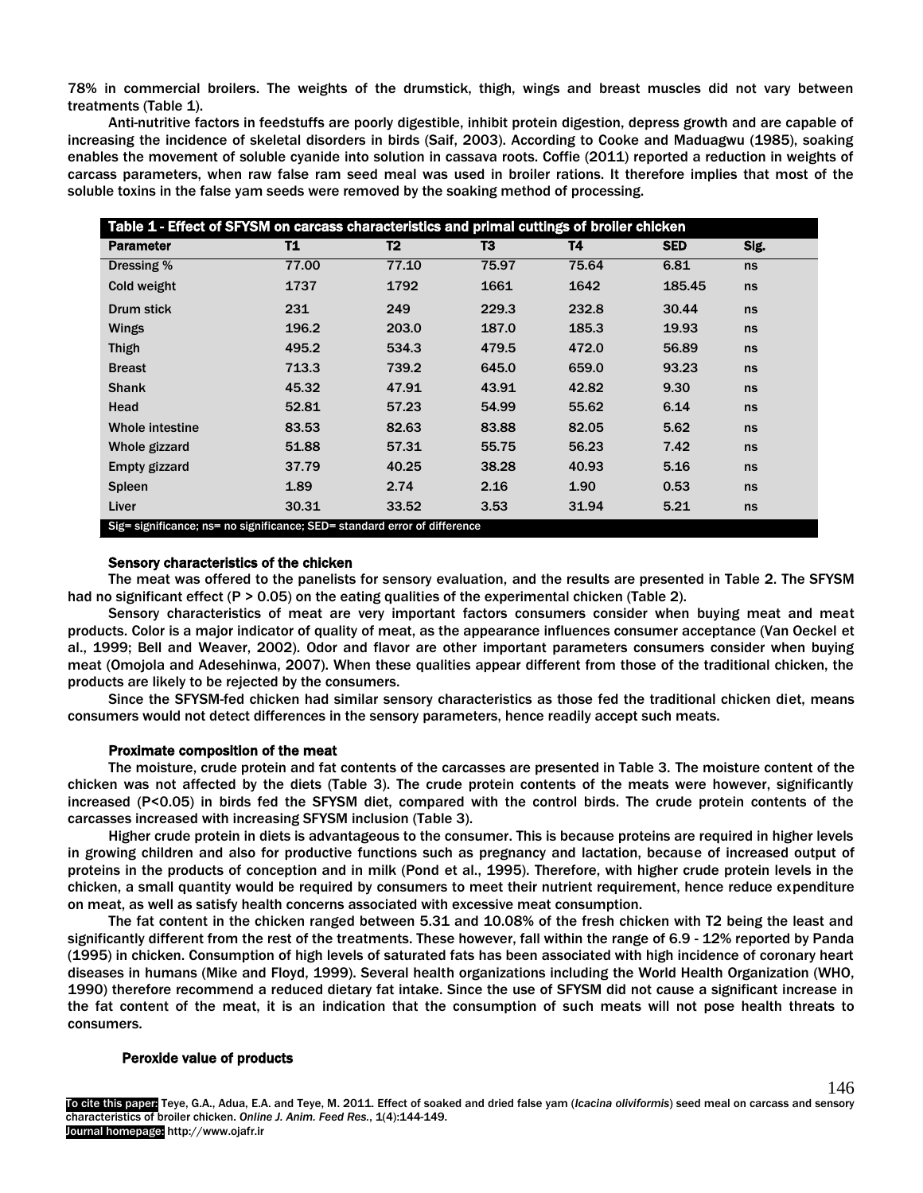78% in commercial broilers. The weights of the drumstick, thigh, wings and breast muscles did not vary between treatments (Table 1).

Anti-nutritive factors in feedstuffs are poorly digestible, inhibit protein digestion, depress growth and are capable of increasing the incidence of skeletal disorders in birds (Saif, 2003). According to Cooke and Maduagwu (1985), soaking enables the movement of soluble cyanide into solution in cassava roots. Coffie (2011) reported a reduction in weights of carcass parameters, when raw false ram seed meal was used in broiler rations. It therefore implies that most of the soluble toxins in the false yam seeds were removed by the soaking method of processing.

**Table 1 - Effect of SFYSM on carcass characteristics and primal cuttings of broiler chicken**

| Parameter | T1 | T2 | T3 | T4 | SED | Sig. |
|---|---|---|---|---|---|---|
| Dressing % | 77.00 | 77.10 | 75.97 | 75.64 | 6.81 | ns |
| Cold weight | 1737 | 1792 | 1661 | 1642 | 185.45 | ns |
| Drum stick | 231 | 249 | 229.3 | 232.8 | 30.44 | ns |
| Wings | 196.2 | 203.0 | 187.0 | 185.3 | 19.93 | ns |
| Thigh | 495.2 | 534.3 | 479.5 | 472.0 | 56.89 | ns |
| Breast | 713.3 | 739.2 | 645.0 | 659.0 | 93.23 | ns |
| Shank | 45.32 | 47.91 | 43.91 | 42.82 | 9.30 | ns |
| Head | 52.81 | 57.23 | 54.99 | 55.62 | 6.14 | ns |
| Whole intestine | 83.53 | 82.63 | 83.88 | 82.05 | 5.62 | ns |
| Whole gizzard | 51.88 | 57.31 | 55.75 | 56.23 | 7.42 | ns |
| Empty gizzard | 37.79 | 40.25 | 38.28 | 40.93 | 5.16 | ns |
| Spleen | 1.89 | 2.74 | 2.16 | 1.90 | 0.53 | ns |
| Liver | 30.31 | 33.52 | 3.53 | 31.94 | 5.21 | ns |

Sig= significance; ns= no significance; SED= standard error of difference

### Sensory characteristics of the chicken

The meat was offered to the panelists for sensory evaluation, and the results are presented in Table 2. The SFYSM had no significant effect ($P > 0.05$) on the eating qualities of the experimental chicken (Table 2).

Sensory characteristics of meat are very important factors consumers consider when buying meat and meat products. Color is a major indicator of quality of meat, as the appearance influences consumer acceptance (Van Oeckel et al., 1999; Bell and Weaver, 2002). Odor and flavor are other important parameters consumers consider when buying meat (Omojola and Adesehinwa, 2007). When these qualities appear different from those of the traditional chicken, the products are likely to be rejected by the consumers.

Since the SFYSM-fed chicken had similar sensory characteristics as those fed the traditional chicken diet, means consumers would not detect differences in the sensory parameters, hence readily accept such meats.

### Proximate composition of the meat

The moisture, crude protein and fat contents of the carcasses are presented in Table 3. The moisture content of the chicken was not affected by the diets (Table 3). The crude protein contents of the meats were however, significantly increased ($P<0.05$) in birds fed the SFYSM diet, compared with the control birds. The crude protein contents of the carcasses increased with increasing SFYSM inclusion (Table 3).

Higher crude protein in diets is advantageous to the consumer. This is because proteins are required in higher levels in growing children and also for productive functions such as pregnancy and lactation, because of increased output of proteins in the products of conception and in milk (Pond et al., 1995). Therefore, with higher crude protein levels in the chicken, a small quantity would be required by consumers to meet their nutrient requirement, hence reduce expenditure on meat, as well as satisfy health concerns associated with excessive meat consumption.

The fat content in the chicken ranged between 5.31 and 10.08% of the fresh chicken with T2 being the least and significantly different from the rest of the treatments. These however, fall within the range of 6.9 - 12% reported by Panda (1995) in chicken. Consumption of high levels of saturated fats has been associated with high incidence of coronary heart diseases in humans (Mike and Floyd, 1999). Several health organizations including the World Health Organization (WHO, 1990) therefore recommend a reduced dietary fat intake. Since the use of SFYSM did not cause a significant increase in the fat content of the meat, it is an indication that the consumption of such meats will not pose health threats to consumers.

### Peroxide value of products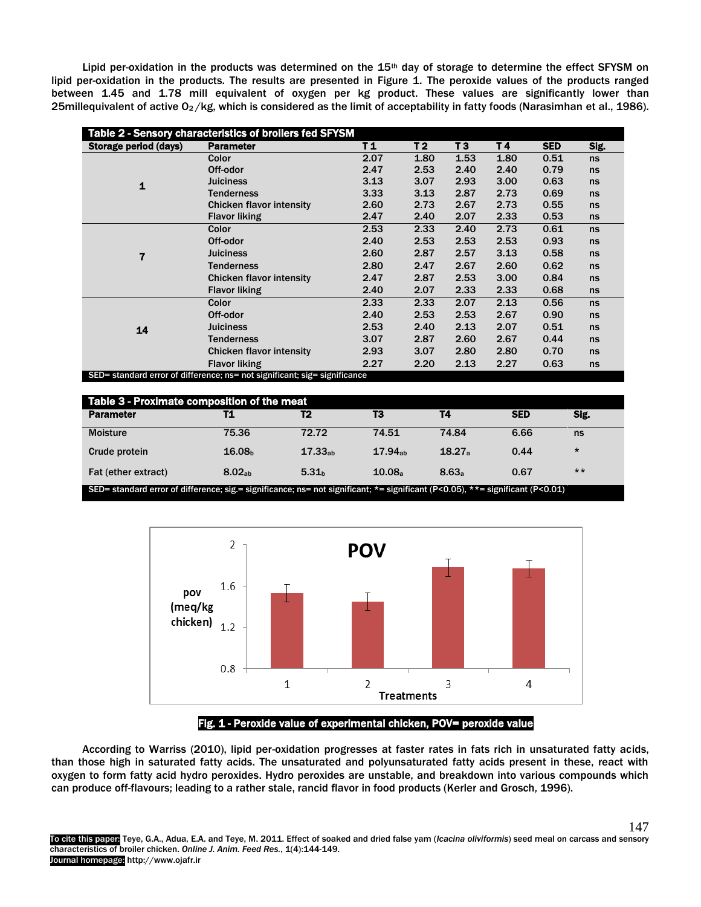Lipid per-oxidation in the products was determined on the 15th day of storage to determine the effect SFYSM on lipid per-oxidation in the products. The results are presented in Figure 1. The peroxide values of the products ranged between 1.45 and 1.78 mill equivalent of oxygen per kg product. These values are significantly lower than 25millequivalent of active $O_2$/kg, which is considered as the limit of acceptability in fatty foods (Narasimhan et al., 1986).

**Table 2 - Sensory characteristics of broilers fed SFYSM**

| Storage period (days) | Parameter | T 1 | T 2 | T 3 | T 4 | SED | Sig. |
|---|---|---|---|---|---|---|---|
| 1 | Color | 2.07 | 1.80 | 1.53 | 1.80 | 0.51 | ns |
| | Off-odor | 2.47 | 2.53 | 2.40 | 2.40 | 0.79 | ns |
| | Juiciness | 3.13 | 3.07 | 2.93 | 3.00 | 0.63 | ns |
| | Tenderness | 3.33 | 3.13 | 2.87 | 2.73 | 0.69 | ns |
| | Chicken flavor intensity | 2.60 | 2.73 | 2.67 | 2.73 | 0.55 | ns |
| | Flavor liking | 2.47 | 2.40 | 2.07 | 2.33 | 0.53 | ns |
| 7 | Color | 2.53 | 2.33 | 2.40 | 2.73 | 0.61 | ns |
| | Off-odor | 2.40 | 2.53 | 2.53 | 2.53 | 0.93 | ns |
| | Juiciness | 2.60 | 2.87 | 2.57 | 3.13 | 0.58 | ns |
| | Tenderness | 2.80 | 2.47 | 2.67 | 2.60 | 0.62 | ns |
| | Chicken flavor intensity | 2.47 | 2.87 | 2.53 | 3.00 | 0.84 | ns |
| | Flavor liking | 2.40 | 2.07 | 2.33 | 2.33 | 0.68 | ns |
| 14 | Color | 2.33 | 2.33 | 2.07 | 2.13 | 0.56 | ns |
| | Off-odor | 2.40 | 2.53 | 2.53 | 2.67 | 0.90 | ns |
| | Juiciness | 2.53 | 2.40 | 2.13 | 2.07 | 0.51 | ns |
| | Tenderness | 3.07 | 2.87 | 2.60 | 2.67 | 0.44 | ns |
| | Chicken flavor intensity | 2.93 | 3.07 | 2.80 | 2.80 | 0.70 | ns |
| | Flavor liking | 2.27 | 2.20 | 2.13 | 2.27 | 0.63 | ns |

SED= standard error of difference; ns= not significant; sig= significance

**Table 3 - Proximate composition of the meat**

| Parameter | T1 | T2 | T3 | T4 | SED | Sig. |
|---|---|---|---|---|---|---|
| Moisture | 75.36 | 72.72 | 74.51 | 74.84 | 6.66 | ns |
| Crude protein | $16.08_b$ | $17.33_{ab}$ | $17.94_{ab}$ | $18.27_a$ | 0.44 | * |
| Fat (ether extract) | $8.02_{ab}$ | $5.31_b$ | $10.08_a$ | $8.63_a$ | 0.67 | ** |

SED= standard error of difference; sig.= significance; ns= not significant; *= significant (P<0.05), **= significant (P<0.01)

Fig. 1 - Peroxide value of experimental chicken, POV= peroxide value

According to Warriss (2010), lipid per-oxidation progresses at faster rates in fats rich in unsaturated fatty acids, than those high in saturated fatty acids. The unsaturated and polyunsaturated fatty acids present in these, react with oxygen to form fatty acid hydro peroxides. Hydro peroxides are unstable, and breakdown into various compounds which can produce off-flavours; leading to a rather stale, rancid flavor in food products (Kerler and Grosch, 1996).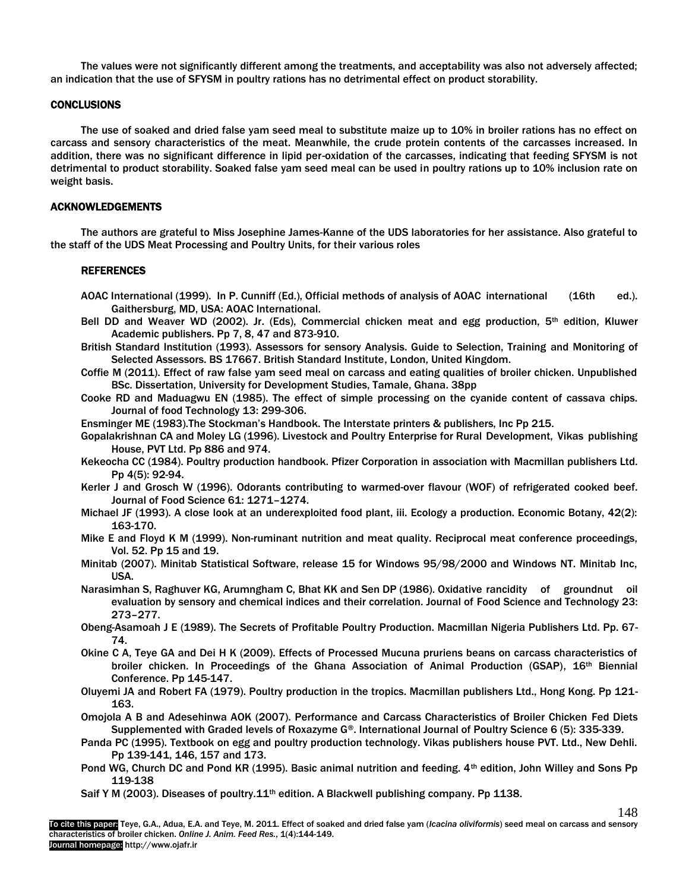The values were not significantly different among the treatments, and acceptability was also not adversely affected; an indication that the use of SFYSM in poultry rations has no detrimental effect on product storability.

## CONCLUSIONS

The use of soaked and dried false yam seed meal to substitute maize up to 10% in broiler rations has no effect on carcass and sensory characteristics of the meat. Meanwhile, the crude protein contents of the carcasses increased. In addition, there was no significant difference in lipid per-oxidation of the carcasses, indicating that feeding SFYSM is not detrimental to product storability. Soaked false yam seed meal can be used in poultry rations up to 10% inclusion rate on weight basis.

## ACKNOWLEDGEMENTS

The authors are grateful to Miss Josephine James-Kanne of the UDS laboratories for her assistance. Also grateful to the staff of the UDS Meat Processing and Poultry Units, for their various roles

## REFERENCES

AOAC International (1999). In P. Cunniff (Ed.), Official methods of analysis of AOAC international (16th ed.). Gaithersburg, MD, USA: AOAC International.

Bell DD and Weaver WD (2002). Jr. (Eds), Commercial chicken meat and egg production, 5th edition, Kluwer Academic publishers. Pp 7, 8, 47 and 873-910.

British Standard Institution (1993). Assessors for sensory Analysis. Guide to Selection, Training and Monitoring of Selected Assessors. BS 17667. British Standard Institute, London, United Kingdom.

Coffie M (2011). Effect of raw false yam seed meal on carcass and eating qualities of broiler chicken. Unpublished BSc. Dissertation, University for Development Studies, Tamale, Ghana. 38pp

Cooke RD and Maduagwu EN (1985). The effect of simple processing on the cyanide content of cassava chips. Journal of food Technology 13: 299-306.

Ensminger ME (1983).The Stockman's Handbook. The Interstate printers & publishers, Inc Pp 215.

Gopalakrishnan CA and Moley LG (1996). Livestock and Poultry Enterprise for Rural Development, Vikas publishing House, PVT Ltd. Pp 886 and 974.

Kekeocha CC (1984). Poultry production handbook. Pfizer Corporation in association with Macmillan publishers Ltd. Pp 4(5): 92-94.

Kerler J and Grosch W (1996). Odorants contributing to warmed-over flavour (WOF) of refrigerated cooked beef. Journal of Food Science 61: 1271–1274.

Michael JF (1993). A close look at an underexploited food plant, iii. Ecology a production. Economic Botany, 42(2): 163-170.

Mike E and Floyd K M (1999). Non-ruminant nutrition and meat quality. Reciprocal meat conference proceedings, Vol. 52. Pp 15 and 19.

Minitab (2007). Minitab Statistical Software, release 15 for Windows 95/98/2000 and Windows NT. Minitab Inc, USA.

Narasimhan S, Raghuver KG, Arumngham C, Bhat KK and Sen DP (1986). Oxidative rancidity of groundnut oil evaluation by sensory and chemical indices and their correlation. Journal of Food Science and Technology 23: 273–277.

Obeng-Asamoah J E (1989). The Secrets of Profitable Poultry Production. Macmillan Nigeria Publishers Ltd. Pp. 67-74.

Okine C A, Teye GA and Dei H K (2009). Effects of Processed Mucuna pruriens beans on carcass characteristics of broiler chicken. In Proceedings of the Ghana Association of Animal Production (GSAP), 16th Biennial Conference. Pp 145-147.

Oluyemi JA and Robert FA (1979). Poultry production in the tropics. Macmillan publishers Ltd., Hong Kong. Pp 121-163.

Omojola A B and Adesehinwa AOK (2007). Performance and Carcass Characteristics of Broiler Chicken Fed Diets Supplemented with Graded levels of Roxazyme G®. International Journal of Poultry Science 6 (5): 335-339.

Panda PC (1995). Textbook on egg and poultry production technology. Vikas publishers house PVT. Ltd., New Dehli. Pp 139-141, 146, 157 and 173.

Pond WG, Church DC and Pond KR (1995). Basic animal nutrition and feeding. 4th edition, John Willey and Sons Pp 119-138

Saif Y M (2003). Diseases of poultry.11th edition. A Blackwell publishing company. Pp 1138.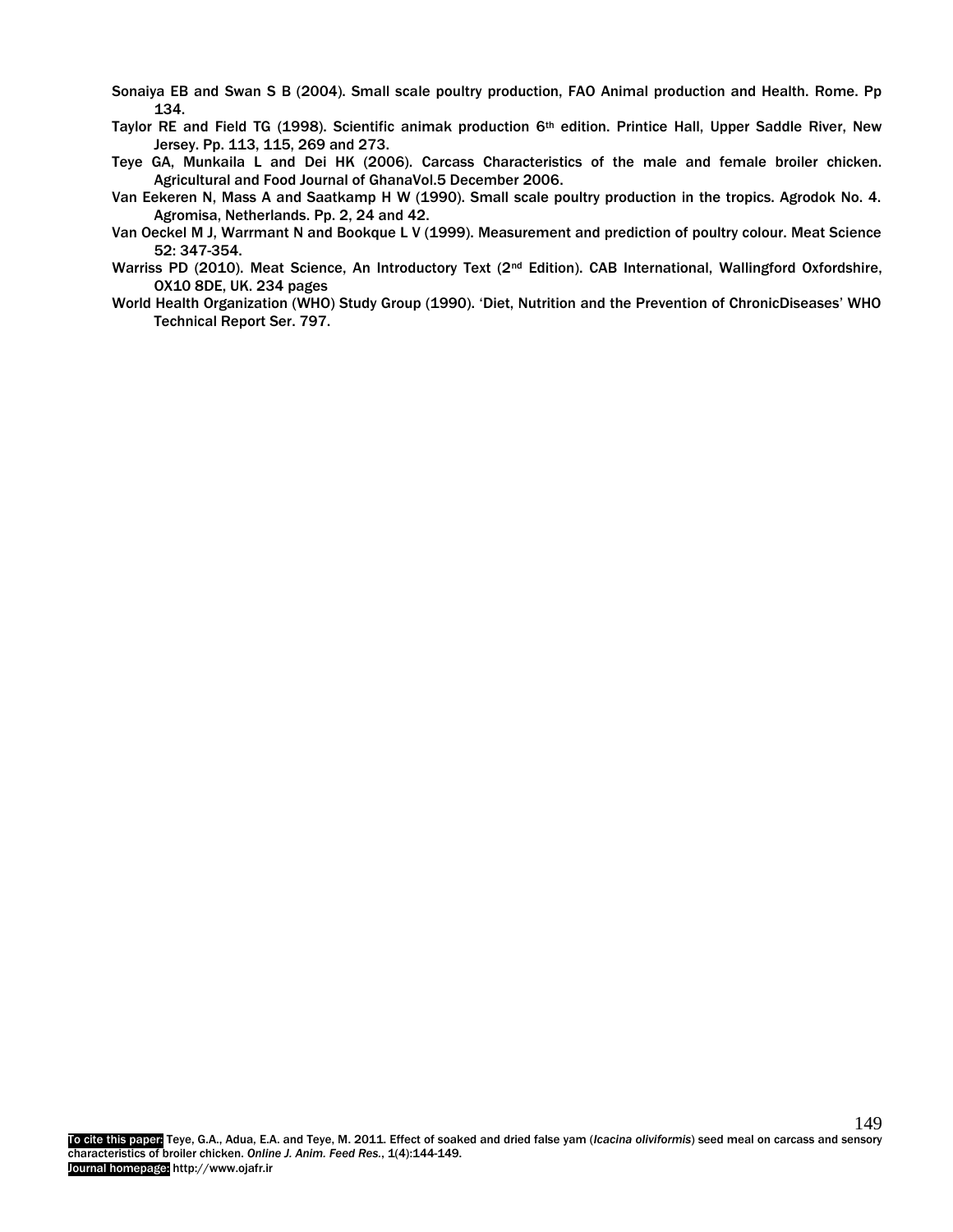Sonaiya EB and Swan S B (2004). Small scale poultry production, FAO Animal production and Health. Rome. Pp 134.

Taylor RE and Field TG (1998). Scientific animak production 6th edition. Printice Hall, Upper Saddle River, New Jersey. Pp. 113, 115, 269 and 273.

Teye GA, Munkaila L and Dei HK (2006). Carcass Characteristics of the male and female broiler chicken. Agricultural and Food Journal of GhanaVol.5 December 2006.

Van Eekeren N, Mass A and Saatkamp H W (1990). Small scale poultry production in the tropics. Agrodok No. 4. Agromisa, Netherlands. Pp. 2, 24 and 42.

Van Oeckel M J, Warrmant N and Bookque L V (1999). Measurement and prediction of poultry colour. Meat Science 52: 347-354.

Warriss PD (2010). Meat Science, An Introductory Text (2nd Edition). CAB International, Wallingford Oxfordshire, OX10 8DE, UK. 234 pages

World Health Organization (WHO) Study Group (1990). 'Diet, Nutrition and the Prevention of ChronicDiseases' WHO Technical Report Ser. 797.